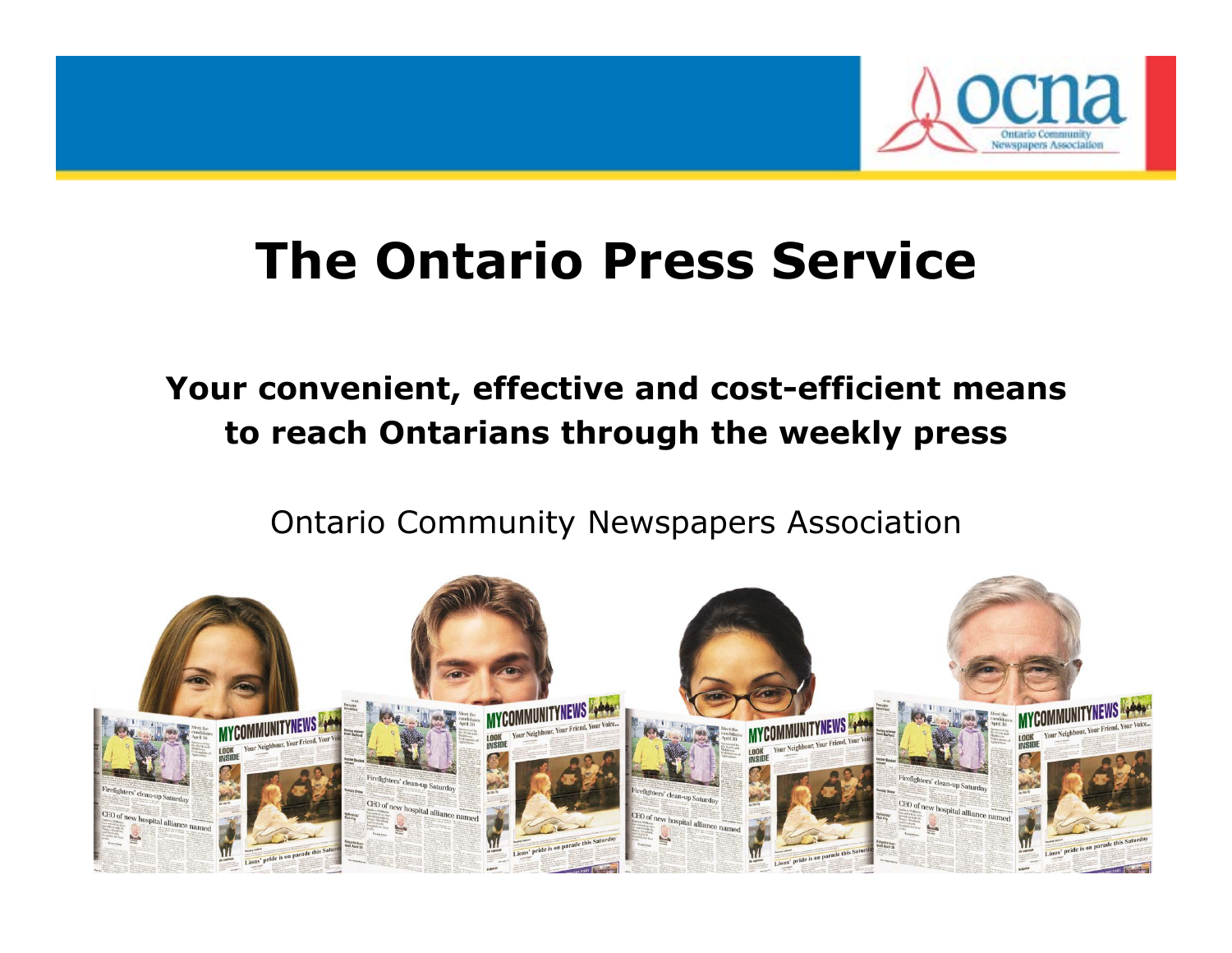# The Ontario Press Service

**Your convenient, effective and cost-efficient means to reach Ontarians through the weekly press**

Ontario Community Newspapers Association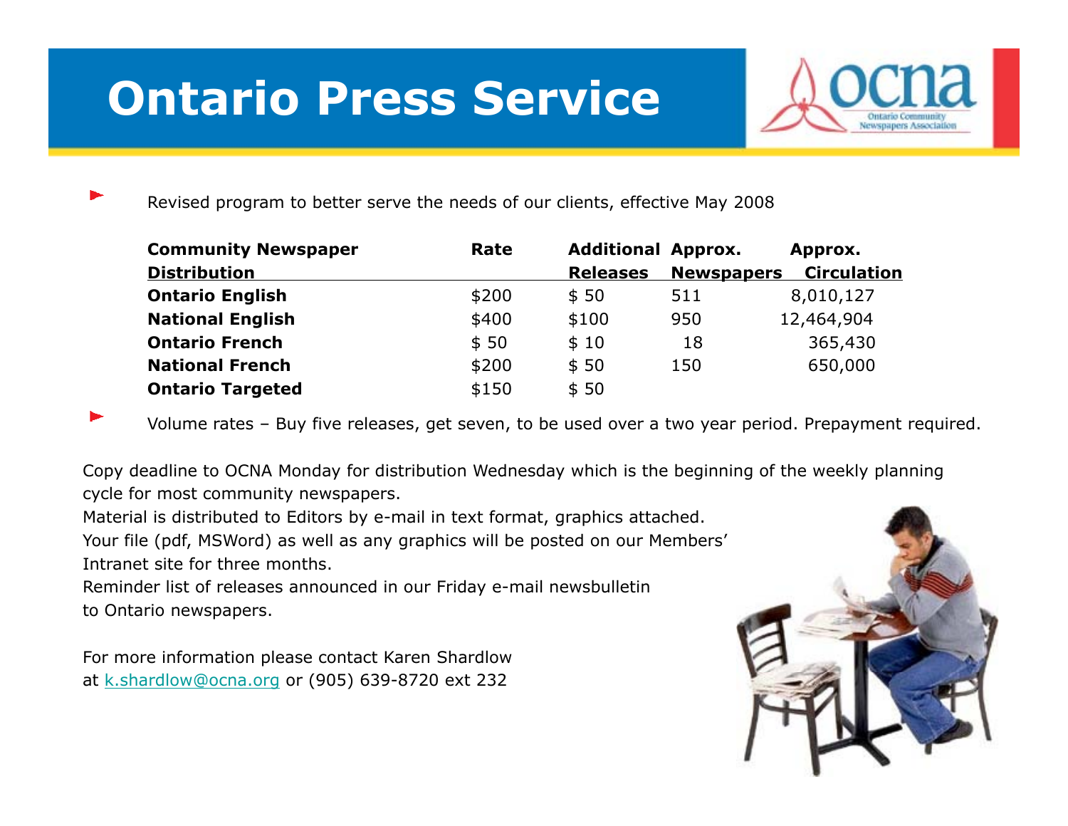# Ontario Press Service

- Revised program to better serve the needs of our clients, effective May 2008

| Community Newspaper Distribution | Rate | Additional Releases | Approx. Newspapers | Approx. Circulation |
|---|---|---|---|---|
| **Ontario English** | $200 | $ 50 | 511 | 8,010,127 |
| **National English** | $400 | $100 | 950 | 12,464,904 |
| **Ontario French** | $ 50 | $ 10 | 18 | 365,430 |
| **National French** | $200 | $ 50 | 150 | 650,000 |
| **Ontario Targeted** | $150 | $ 50 | | |

- Volume rates – Buy five releases, get seven, to be used over a two year period. Prepayment required.

Copy deadline to OCNA Monday for distribution Wednesday which is the beginning of the weekly planning cycle for most community newspapers.

Material is distributed to Editors by e-mail in text format, graphics attached.

Your file (pdf, MSWord) as well as any graphics will be posted on our Members' Intranet site for three months.

Reminder list of releases announced in our Friday e-mail newsbulletin to Ontario newspapers.

For more information please contact Karen Shardlow at k.shardlow@ocna.org or (905) 639-8720 ext 232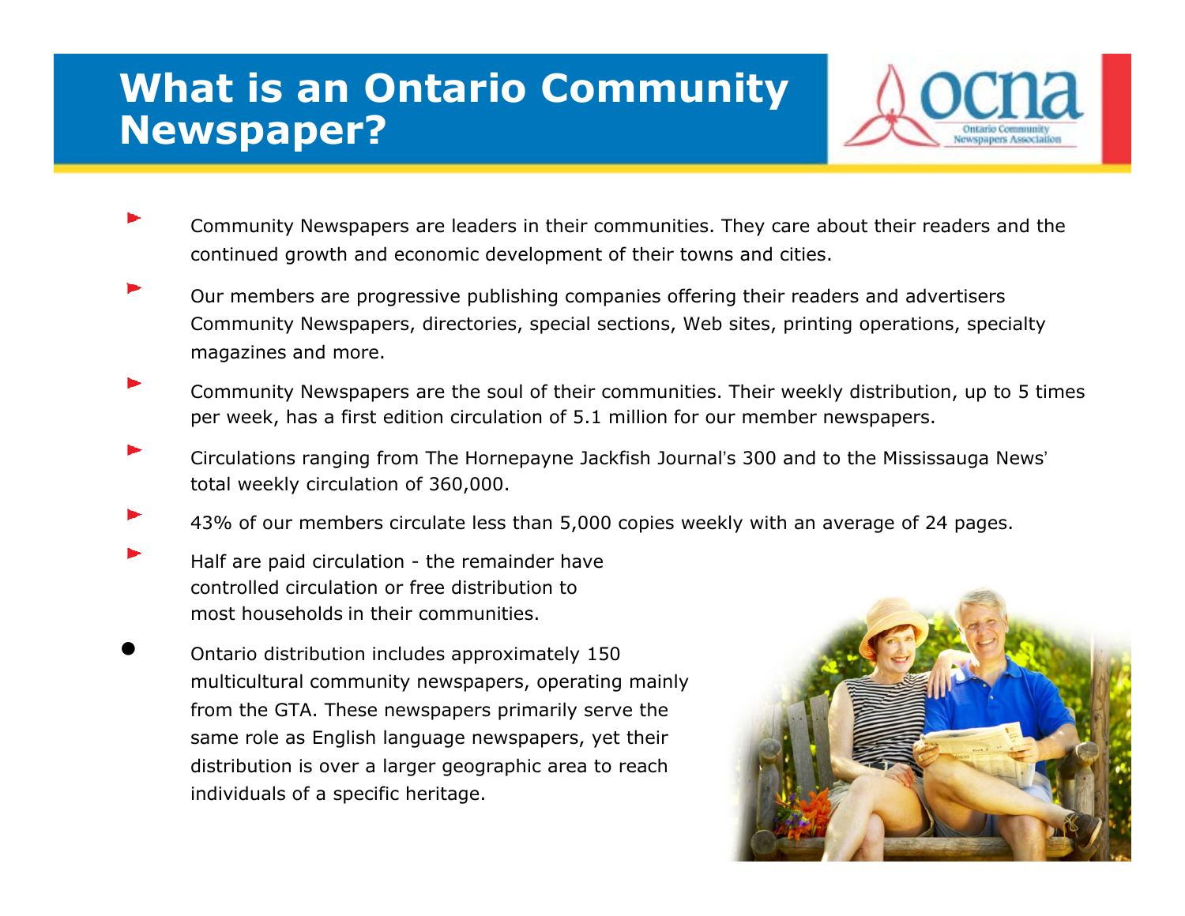# What is an Ontario Community Newspaper?

- Community Newspapers are leaders in their communities. They care about their readers and the continued growth and economic development of their towns and cities.
- Our members are progressive publishing companies offering their readers and advertisers Community Newspapers, directories, special sections, Web sites, printing operations, specialty magazines and more.
- Community Newspapers are the soul of their communities. Their weekly distribution, up to 5 times per week, has a first edition circulation of 5.1 million for our member newspapers.
- Circulations ranging from The Hornepayne Jackfish Journal's 300 and to the Mississauga News' total weekly circulation of 360,000.
- 43% of our members circulate less than 5,000 copies weekly with an average of 24 pages.
- Half are paid circulation - the remainder have controlled circulation or free distribution to most households in their communities.
- Ontario distribution includes approximately 150 multicultural community newspapers, operating mainly from the GTA. These newspapers primarily serve the same role as English language newspapers, yet their distribution is over a larger geographic area to reach individuals of a specific heritage.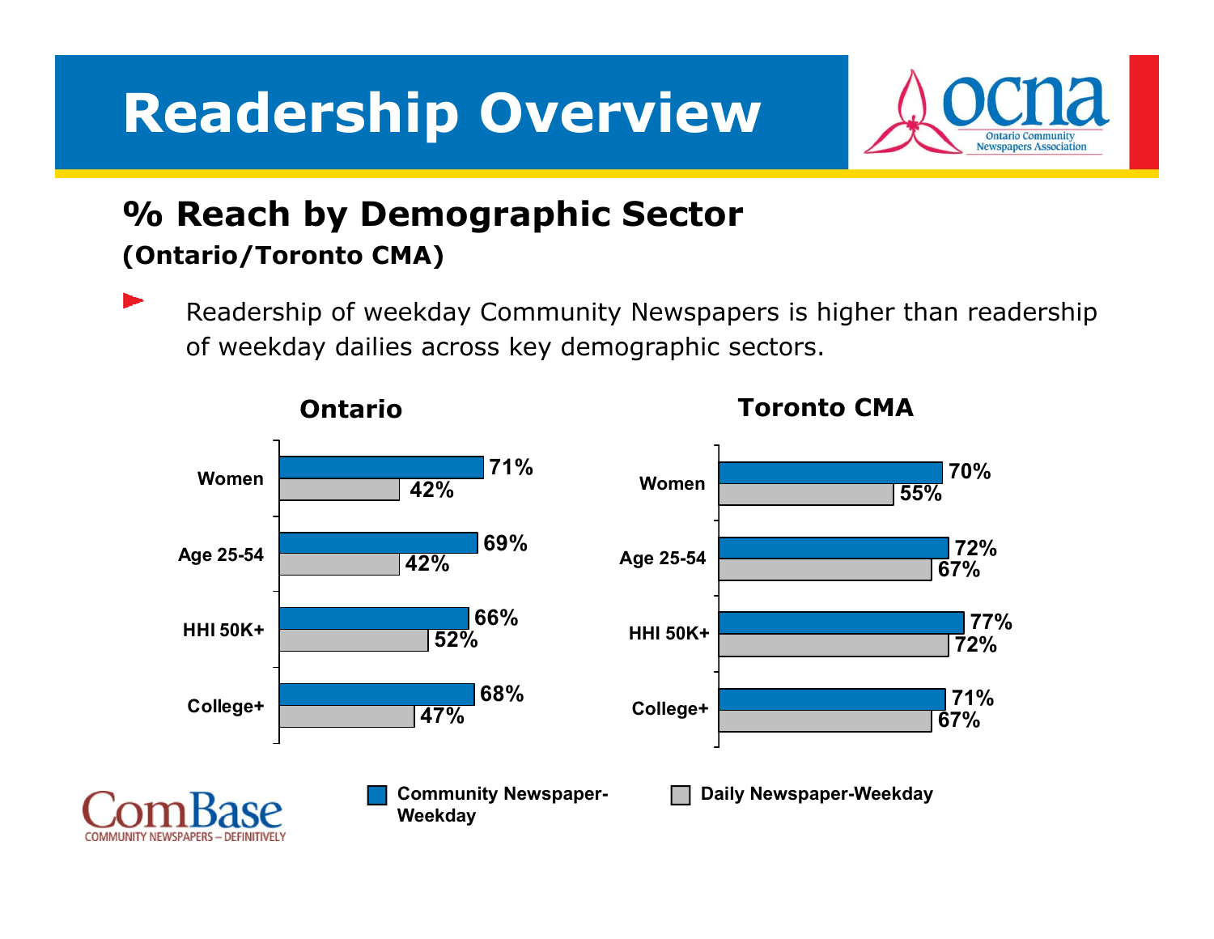# Readership Overview

## % Reach by Demographic Sector

### (Ontario/Toronto CMA)

- Readership of weekday Community Newspapers is higher than readership of weekday dailies across key demographic sectors.

**Ontario**

| Demographic | Community Newspaper-Weekday | Daily Newspaper-Weekday |
| --- | --- | --- |
| Women | 71% | 42% |
| Age 25-54 | 69% | 42% |
| HHI 50K+ | 66% | 52% |
| College+ | 68% | 47% |

**Toronto CMA**

| Demographic | Community Newspaper-Weekday | Daily Newspaper-Weekday |
| --- | --- | --- |
| Women | 70% | 55% |
| Age 25-54 | 72% | 67% |
| HHI 50K+ | 77% | 72% |
| College+ | 71% | 67% |

ComBase
COMMUNITY NEWSPAPERS – DEFINITIVELY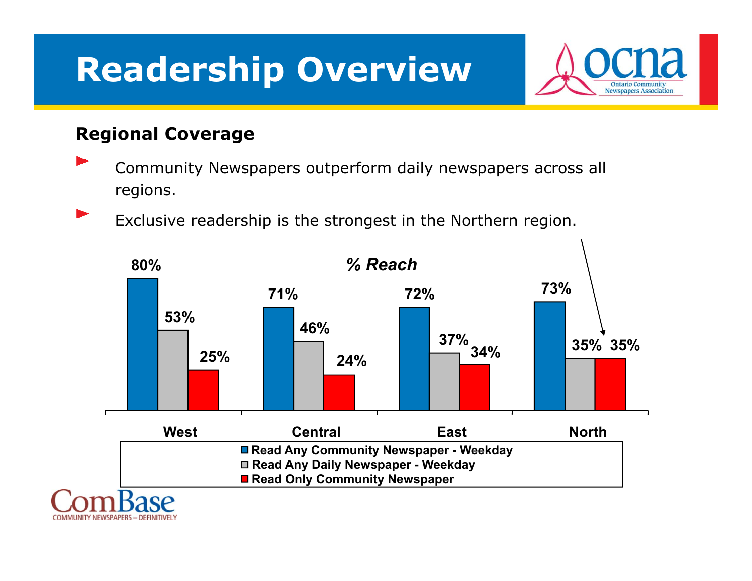# Readership Overview

## Regional Coverage

- Community Newspapers outperform daily newspapers across all regions.
- Exclusive readership is the strongest in the Northern region.

*% Reach*

| Region | Read Any Community Newspaper - Weekday | Read Any Daily Newspaper - Weekday | Read Only Community Newspaper |
| --- | --- | --- | --- |
| West | 80% | 53% | 25% |
| Central | 71% | 46% | 24% |
| East | 72% | 37% | 34% |
| North | 73% | 35% | 35% |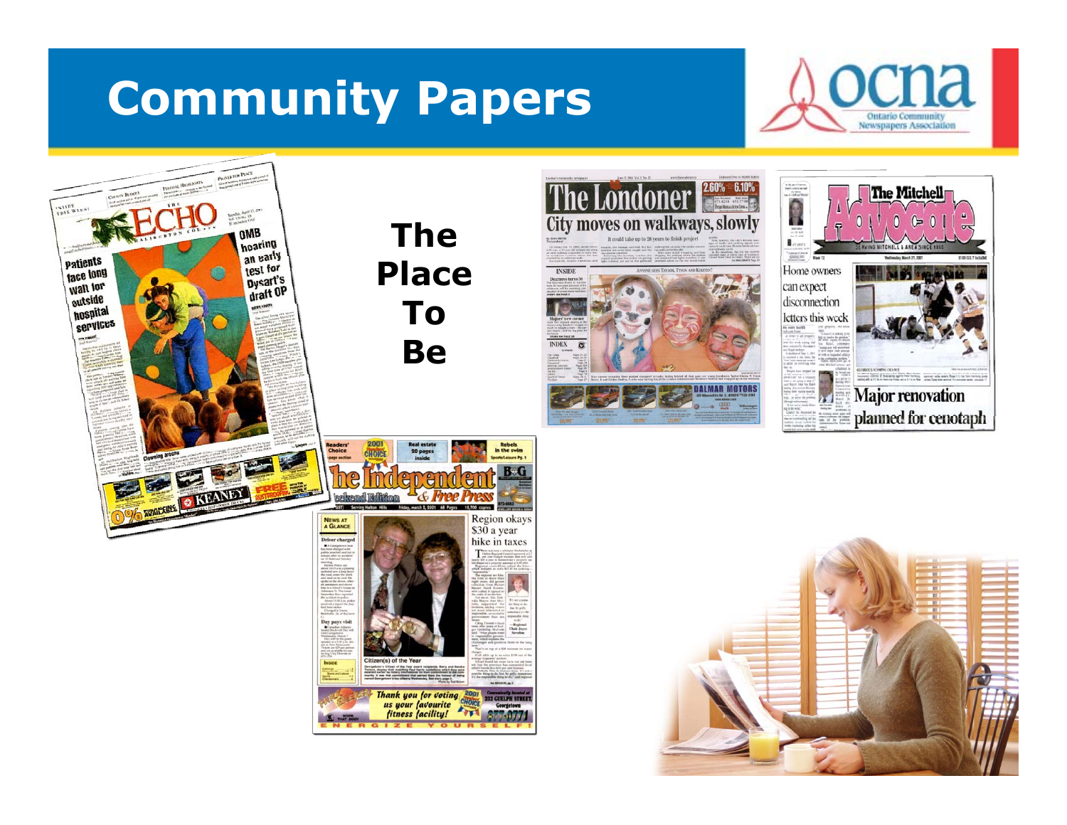# Community Papers

ocna
Ontario Community Newspapers Association

**The Place To Be**